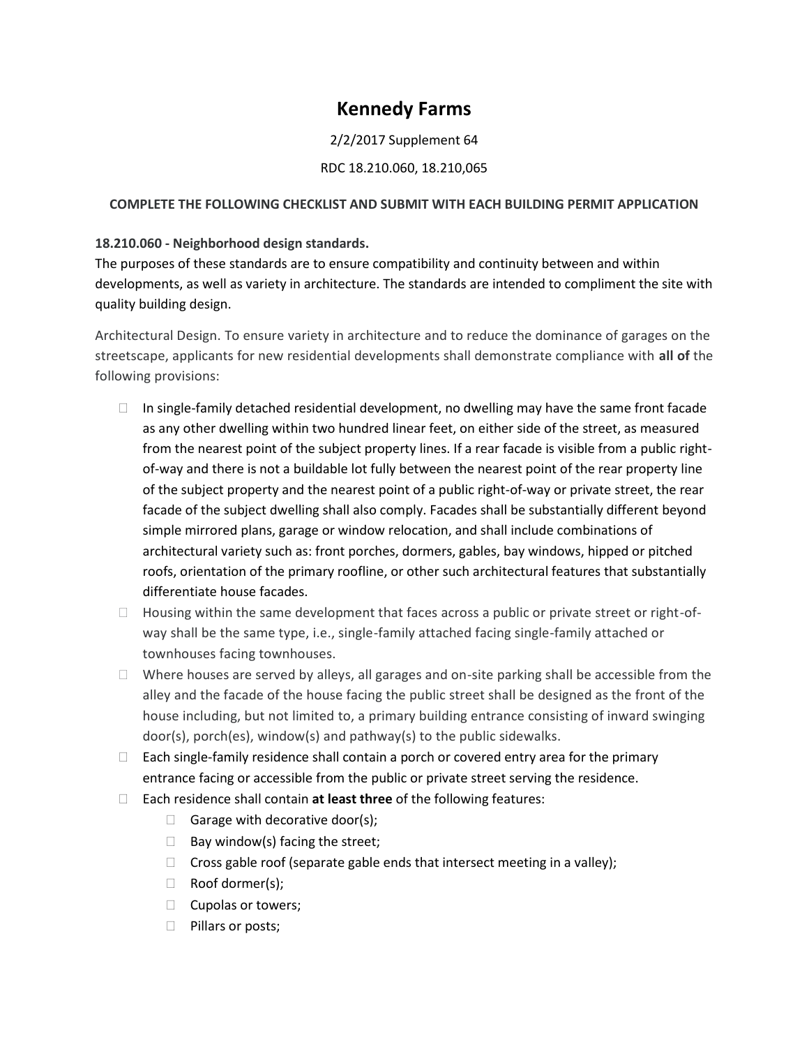# Kennedy Farms

2/2/2017 Supplement 64

RDC 18.210.060, 18.210,065

**COMPLETE THE FOLLOWING CHECKLIST AND SUBMIT WITH EACH BUILDING PERMIT APPLICATION**

**18.210.060 - Neighborhood design standards.**
The purposes of these standards are to ensure compatibility and continuity between and within developments, as well as variety in architecture. The standards are intended to compliment the site with quality building design.

Architectural Design. To ensure variety in architecture and to reduce the dominance of garages on the streetscape, applicants for new residential developments shall demonstrate compliance with **all of** the following provisions:

- ☐ In single-family detached residential development, no dwelling may have the same front facade as any other dwelling within two hundred linear feet, on either side of the street, as measured from the nearest point of the subject property lines. If a rear facade is visible from a public right-of-way and there is not a buildable lot fully between the nearest point of the rear property line of the subject property and the nearest point of a public right-of-way or private street, the rear facade of the subject dwelling shall also comply. Facades shall be substantially different beyond simple mirrored plans, garage or window relocation, and shall include combinations of architectural variety such as: front porches, dormers, gables, bay windows, hipped or pitched roofs, orientation of the primary roofline, or other such architectural features that substantially differentiate house facades.
- ☐ Housing within the same development that faces across a public or private street or right-of-way shall be the same type, i.e., single-family attached facing single-family attached or townhouses facing townhouses.
- ☐ Where houses are served by alleys, all garages and on-site parking shall be accessible from the alley and the facade of the house facing the public street shall be designed as the front of the house including, but not limited to, a primary building entrance consisting of inward swinging door(s), porch(es), window(s) and pathway(s) to the public sidewalks.
- ☐ Each single-family residence shall contain a porch or covered entry area for the primary entrance facing or accessible from the public or private street serving the residence.
- ☐ Each residence shall contain **at least three** of the following features:
  - ☐ Garage with decorative door(s);
  - ☐ Bay window(s) facing the street;
  - ☐ Cross gable roof (separate gable ends that intersect meeting in a valley);
  - ☐ Roof dormer(s);
  - ☐ Cupolas or towers;
  - ☐ Pillars or posts;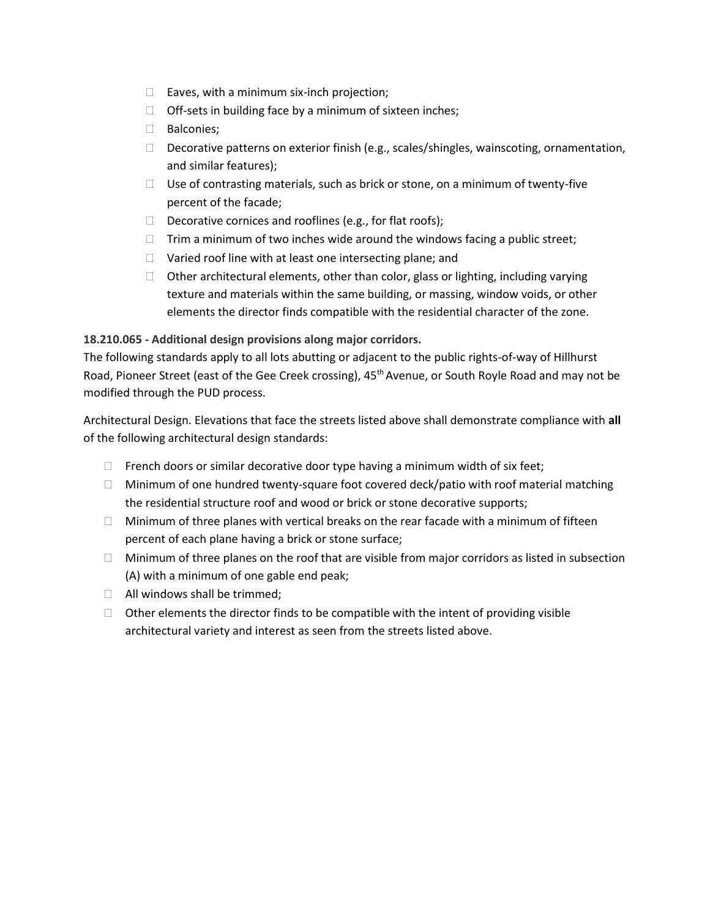- Eaves, with a minimum six-inch projection;
- Off-sets in building face by a minimum of sixteen inches;
- Balconies;
- Decorative patterns on exterior finish (e.g., scales/shingles, wainscoting, ornamentation, and similar features);
- Use of contrasting materials, such as brick or stone, on a minimum of twenty-five percent of the facade;
- Decorative cornices and rooflines (e.g., for flat roofs);
- Trim a minimum of two inches wide around the windows facing a public street;
- Varied roof line with at least one intersecting plane; and
- Other architectural elements, other than color, glass or lighting, including varying texture and materials within the same building, or massing, window voids, or other elements the director finds compatible with the residential character of the zone.

**18.210.065 - Additional design provisions along major corridors.**

The following standards apply to all lots abutting or adjacent to the public rights-of-way of Hillhurst Road, Pioneer Street (east of the Gee Creek crossing), 45th Avenue, or South Royle Road and may not be modified through the PUD process.

Architectural Design. Elevations that face the streets listed above shall demonstrate compliance with **all** of the following architectural design standards:

- French doors or similar decorative door type having a minimum width of six feet;
- Minimum of one hundred twenty-square foot covered deck/patio with roof material matching the residential structure roof and wood or brick or stone decorative supports;
- Minimum of three planes with vertical breaks on the rear facade with a minimum of fifteen percent of each plane having a brick or stone surface;
- Minimum of three planes on the roof that are visible from major corridors as listed in subsection (A) with a minimum of one gable end peak;
- All windows shall be trimmed;
- Other elements the director finds to be compatible with the intent of providing visible architectural variety and interest as seen from the streets listed above.